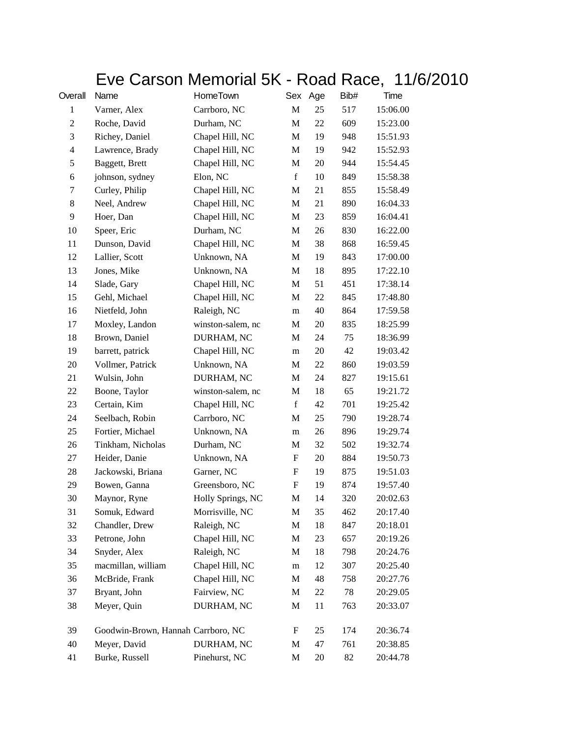# Eve Carson Memorial 5K - Road Race, 11/6/2010

| Overall | Name | HomeTown | Sex | Age | Bib# | Time |
|---|---|---|---|---|---|---|
| 1 | Varner, Alex | Carrboro, NC | M | 25 | 517 | 15:06.00 |
| 2 | Roche, David | Durham, NC | M | 22 | 609 | 15:23.00 |
| 3 | Richey, Daniel | Chapel Hill, NC | M | 19 | 948 | 15:51.93 |
| 4 | Lawrence, Brady | Chapel Hill, NC | M | 19 | 942 | 15:52.93 |
| 5 | Baggett, Brett | Chapel Hill, NC | M | 20 | 944 | 15:54.45 |
| 6 | johnson, sydney | Elon, NC | f | 10 | 849 | 15:58.38 |
| 7 | Curley, Philip | Chapel Hill, NC | M | 21 | 855 | 15:58.49 |
| 8 | Neel, Andrew | Chapel Hill, NC | M | 21 | 890 | 16:04.33 |
| 9 | Hoer, Dan | Chapel Hill, NC | M | 23 | 859 | 16:04.41 |
| 10 | Speer, Eric | Durham, NC | M | 26 | 830 | 16:22.00 |
| 11 | Dunson, David | Chapel Hill, NC | M | 38 | 868 | 16:59.45 |
| 12 | Lallier, Scott | Unknown, NA | M | 19 | 843 | 17:00.00 |
| 13 | Jones, Mike | Unknown, NA | M | 18 | 895 | 17:22.10 |
| 14 | Slade, Gary | Chapel Hill, NC | M | 51 | 451 | 17:38.14 |
| 15 | Gehl, Michael | Chapel Hill, NC | M | 22 | 845 | 17:48.80 |
| 16 | Nietfeld, John | Raleigh, NC | m | 40 | 864 | 17:59.58 |
| 17 | Moxley, Landon | winston-salem, nc | M | 20 | 835 | 18:25.99 |
| 18 | Brown, Daniel | DURHAM, NC | M | 24 | 75 | 18:36.99 |
| 19 | barrett, patrick | Chapel Hill, NC | m | 20 | 42 | 19:03.42 |
| 20 | Vollmer, Patrick | Unknown, NA | M | 22 | 860 | 19:03.59 |
| 21 | Wulsin, John | DURHAM, NC | M | 24 | 827 | 19:15.61 |
| 22 | Boone, Taylor | winston-salem, nc | M | 18 | 65 | 19:21.72 |
| 23 | Certain, Kim | Chapel Hill, NC | f | 42 | 701 | 19:25.42 |
| 24 | Seelbach, Robin | Carrboro, NC | M | 25 | 790 | 19:28.74 |
| 25 | Fortier, Michael | Unknown, NA | m | 26 | 896 | 19:29.74 |
| 26 | Tinkham, Nicholas | Durham, NC | M | 32 | 502 | 19:32.74 |
| 27 | Heider, Danie | Unknown, NA | F | 20 | 884 | 19:50.73 |
| 28 | Jackowski, Briana | Garner, NC | F | 19 | 875 | 19:51.03 |
| 29 | Bowen, Ganna | Greensboro, NC | F | 19 | 874 | 19:57.40 |
| 30 | Maynor, Ryne | Holly Springs, NC | M | 14 | 320 | 20:02.63 |
| 31 | Somuk, Edward | Morrisville, NC | M | 35 | 462 | 20:17.40 |
| 32 | Chandler, Drew | Raleigh, NC | M | 18 | 847 | 20:18.01 |
| 33 | Petrone, John | Chapel Hill, NC | M | 23 | 657 | 20:19.26 |
| 34 | Snyder, Alex | Raleigh, NC | M | 18 | 798 | 20:24.76 |
| 35 | macmillan, william | Chapel Hill, NC | m | 12 | 307 | 20:25.40 |
| 36 | McBride, Frank | Chapel Hill, NC | M | 48 | 758 | 20:27.76 |
| 37 | Bryant, John | Fairview, NC | M | 22 | 78 | 20:29.05 |
| 38 | Meyer, Quin | DURHAM, NC | M | 11 | 763 | 20:33.07 |
| 39 | Goodwin-Brown, Hannah | Carrboro, NC | F | 25 | 174 | 20:36.74 |
| 40 | Meyer, David | DURHAM, NC | M | 47 | 761 | 20:38.85 |
| 41 | Burke, Russell | Pinehurst, NC | M | 20 | 82 | 20:44.78 |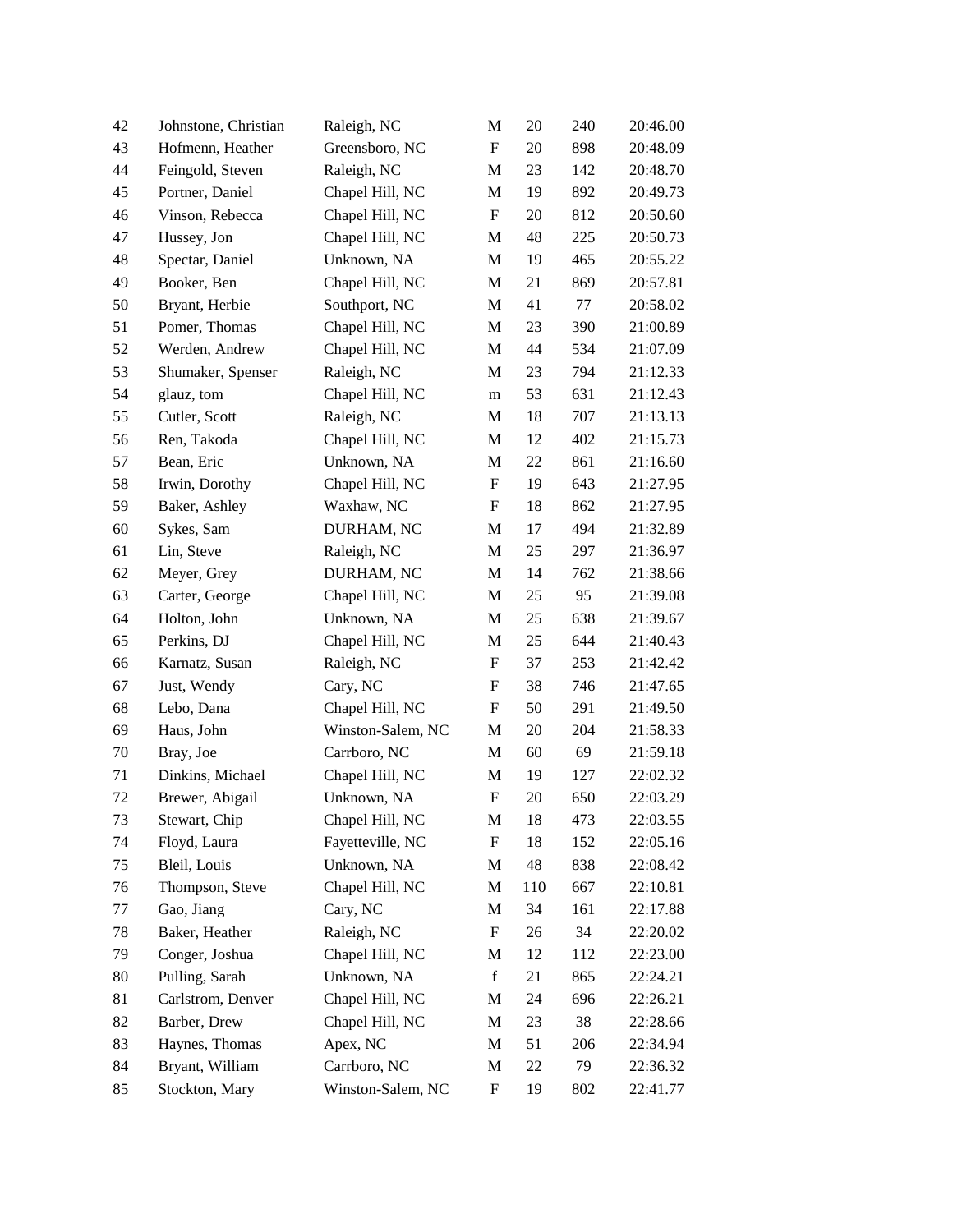| | | | | | | |
|---|---|---|---|---|---|---|
| 42 | Johnstone, Christian | Raleigh, NC | M | 20 | 240 | 20:46.00 |
| 43 | Hofmenn, Heather | Greensboro, NC | F | 20 | 898 | 20:48.09 |
| 44 | Feingold, Steven | Raleigh, NC | M | 23 | 142 | 20:48.70 |
| 45 | Portner, Daniel | Chapel Hill, NC | M | 19 | 892 | 20:49.73 |
| 46 | Vinson, Rebecca | Chapel Hill, NC | F | 20 | 812 | 20:50.60 |
| 47 | Hussey, Jon | Chapel Hill, NC | M | 48 | 225 | 20:50.73 |
| 48 | Spectar, Daniel | Unknown, NA | M | 19 | 465 | 20:55.22 |
| 49 | Booker, Ben | Chapel Hill, NC | M | 21 | 869 | 20:57.81 |
| 50 | Bryant, Herbie | Southport, NC | M | 41 | 77 | 20:58.02 |
| 51 | Pomer, Thomas | Chapel Hill, NC | M | 23 | 390 | 21:00.89 |
| 52 | Werden, Andrew | Chapel Hill, NC | M | 44 | 534 | 21:07.09 |
| 53 | Shumaker, Spenser | Raleigh, NC | M | 23 | 794 | 21:12.33 |
| 54 | glauz, tom | Chapel Hill, NC | m | 53 | 631 | 21:12.43 |
| 55 | Cutler, Scott | Raleigh, NC | M | 18 | 707 | 21:13.13 |
| 56 | Ren, Takoda | Chapel Hill, NC | M | 12 | 402 | 21:15.73 |
| 57 | Bean, Eric | Unknown, NA | M | 22 | 861 | 21:16.60 |
| 58 | Irwin, Dorothy | Chapel Hill, NC | F | 19 | 643 | 21:27.95 |
| 59 | Baker, Ashley | Waxhaw, NC | F | 18 | 862 | 21:27.95 |
| 60 | Sykes, Sam | DURHAM, NC | M | 17 | 494 | 21:32.89 |
| 61 | Lin, Steve | Raleigh, NC | M | 25 | 297 | 21:36.97 |
| 62 | Meyer, Grey | DURHAM, NC | M | 14 | 762 | 21:38.66 |
| 63 | Carter, George | Chapel Hill, NC | M | 25 | 95 | 21:39.08 |
| 64 | Holton, John | Unknown, NA | M | 25 | 638 | 21:39.67 |
| 65 | Perkins, DJ | Chapel Hill, NC | M | 25 | 644 | 21:40.43 |
| 66 | Karnatz, Susan | Raleigh, NC | F | 37 | 253 | 21:42.42 |
| 67 | Just, Wendy | Cary, NC | F | 38 | 746 | 21:47.65 |
| 68 | Lebo, Dana | Chapel Hill, NC | F | 50 | 291 | 21:49.50 |
| 69 | Haus, John | Winston-Salem, NC | M | 20 | 204 | 21:58.33 |
| 70 | Bray, Joe | Carrboro, NC | M | 60 | 69 | 21:59.18 |
| 71 | Dinkins, Michael | Chapel Hill, NC | M | 19 | 127 | 22:02.32 |
| 72 | Brewer, Abigail | Unknown, NA | F | 20 | 650 | 22:03.29 |
| 73 | Stewart, Chip | Chapel Hill, NC | M | 18 | 473 | 22:03.55 |
| 74 | Floyd, Laura | Fayetteville, NC | F | 18 | 152 | 22:05.16 |
| 75 | Bleil, Louis | Unknown, NA | M | 48 | 838 | 22:08.42 |
| 76 | Thompson, Steve | Chapel Hill, NC | M | 110 | 667 | 22:10.81 |
| 77 | Gao, Jiang | Cary, NC | M | 34 | 161 | 22:17.88 |
| 78 | Baker, Heather | Raleigh, NC | F | 26 | 34 | 22:20.02 |
| 79 | Conger, Joshua | Chapel Hill, NC | M | 12 | 112 | 22:23.00 |
| 80 | Pulling, Sarah | Unknown, NA | f | 21 | 865 | 22:24.21 |
| 81 | Carlstrom, Denver | Chapel Hill, NC | M | 24 | 696 | 22:26.21 |
| 82 | Barber, Drew | Chapel Hill, NC | M | 23 | 38 | 22:28.66 |
| 83 | Haynes, Thomas | Apex, NC | M | 51 | 206 | 22:34.94 |
| 84 | Bryant, William | Carrboro, NC | M | 22 | 79 | 22:36.32 |
| 85 | Stockton, Mary | Winston-Salem, NC | F | 19 | 802 | 22:41.77 |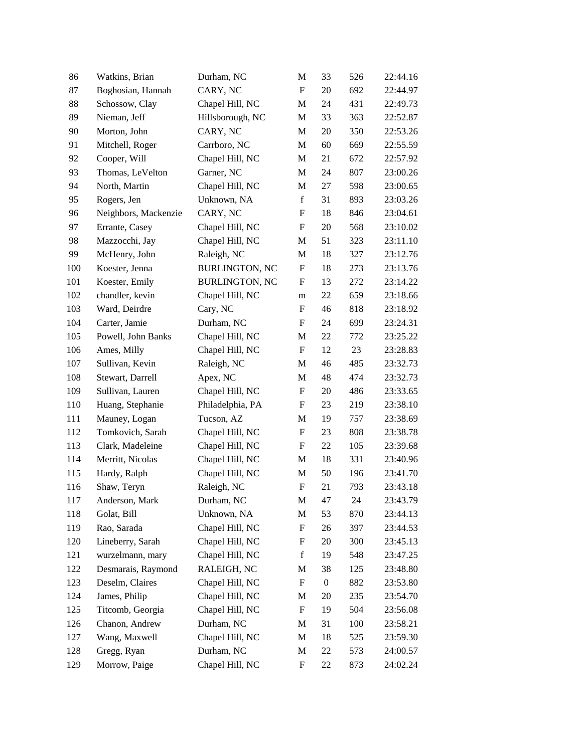| | | | | | | |
|---|---|---|---|---|---|---|
| 86 | Watkins, Brian | Durham, NC | M | 33 | 526 | 22:44.16 |
| 87 | Boghosian, Hannah | CARY, NC | F | 20 | 692 | 22:44.97 |
| 88 | Schossow, Clay | Chapel Hill, NC | M | 24 | 431 | 22:49.73 |
| 89 | Nieman, Jeff | Hillsborough, NC | M | 33 | 363 | 22:52.87 |
| 90 | Morton, John | CARY, NC | M | 20 | 350 | 22:53.26 |
| 91 | Mitchell, Roger | Carrboro, NC | M | 60 | 669 | 22:55.59 |
| 92 | Cooper, Will | Chapel Hill, NC | M | 21 | 672 | 22:57.92 |
| 93 | Thomas, LeVelton | Garner, NC | M | 24 | 807 | 23:00.26 |
| 94 | North, Martin | Chapel Hill, NC | M | 27 | 598 | 23:00.65 |
| 95 | Rogers, Jen | Unknown, NA | f | 31 | 893 | 23:03.26 |
| 96 | Neighbors, Mackenzie | CARY, NC | F | 18 | 846 | 23:04.61 |
| 97 | Errante, Casey | Chapel Hill, NC | F | 20 | 568 | 23:10.02 |
| 98 | Mazzocchi, Jay | Chapel Hill, NC | M | 51 | 323 | 23:11.10 |
| 99 | McHenry, John | Raleigh, NC | M | 18 | 327 | 23:12.76 |
| 100 | Koester, Jenna | BURLINGTON, NC | F | 18 | 273 | 23:13.76 |
| 101 | Koester, Emily | BURLINGTON, NC | F | 13 | 272 | 23:14.22 |
| 102 | chandler, kevin | Chapel Hill, NC | m | 22 | 659 | 23:18.66 |
| 103 | Ward, Deirdre | Cary, NC | F | 46 | 818 | 23:18.92 |
| 104 | Carter, Jamie | Durham, NC | F | 24 | 699 | 23:24.31 |
| 105 | Powell, John Banks | Chapel Hill, NC | M | 22 | 772 | 23:25.22 |
| 106 | Ames, Milly | Chapel Hill, NC | F | 12 | 23 | 23:28.83 |
| 107 | Sullivan, Kevin | Raleigh, NC | M | 46 | 485 | 23:32.73 |
| 108 | Stewart, Darrell | Apex, NC | M | 48 | 474 | 23:32.73 |
| 109 | Sullivan, Lauren | Chapel Hill, NC | F | 20 | 486 | 23:33.65 |
| 110 | Huang, Stephanie | Philadelphia, PA | F | 23 | 219 | 23:38.10 |
| 111 | Mauney, Logan | Tucson, AZ | M | 19 | 757 | 23:38.69 |
| 112 | Tomkovich, Sarah | Chapel Hill, NC | F | 23 | 808 | 23:38.78 |
| 113 | Clark, Madeleine | Chapel Hill, NC | F | 22 | 105 | 23:39.68 |
| 114 | Merritt, Nicolas | Chapel Hill, NC | M | 18 | 331 | 23:40.96 |
| 115 | Hardy, Ralph | Chapel Hill, NC | M | 50 | 196 | 23:41.70 |
| 116 | Shaw, Teryn | Raleigh, NC | F | 21 | 793 | 23:43.18 |
| 117 | Anderson, Mark | Durham, NC | M | 47 | 24 | 23:43.79 |
| 118 | Golat, Bill | Unknown, NA | M | 53 | 870 | 23:44.13 |
| 119 | Rao, Sarada | Chapel Hill, NC | F | 26 | 397 | 23:44.53 |
| 120 | Lineberry, Sarah | Chapel Hill, NC | F | 20 | 300 | 23:45.13 |
| 121 | wurzelmann, mary | Chapel Hill, NC | f | 19 | 548 | 23:47.25 |
| 122 | Desmarais, Raymond | RALEIGH, NC | M | 38 | 125 | 23:48.80 |
| 123 | Deselm, Claires | Chapel Hill, NC | F | 0 | 882 | 23:53.80 |
| 124 | James, Philip | Chapel Hill, NC | M | 20 | 235 | 23:54.70 |
| 125 | Titcomb, Georgia | Chapel Hill, NC | F | 19 | 504 | 23:56.08 |
| 126 | Chanon, Andrew | Durham, NC | M | 31 | 100 | 23:58.21 |
| 127 | Wang, Maxwell | Chapel Hill, NC | M | 18 | 525 | 23:59.30 |
| 128 | Gregg, Ryan | Durham, NC | M | 22 | 573 | 24:00.57 |
| 129 | Morrow, Paige | Chapel Hill, NC | F | 22 | 873 | 24:02.24 |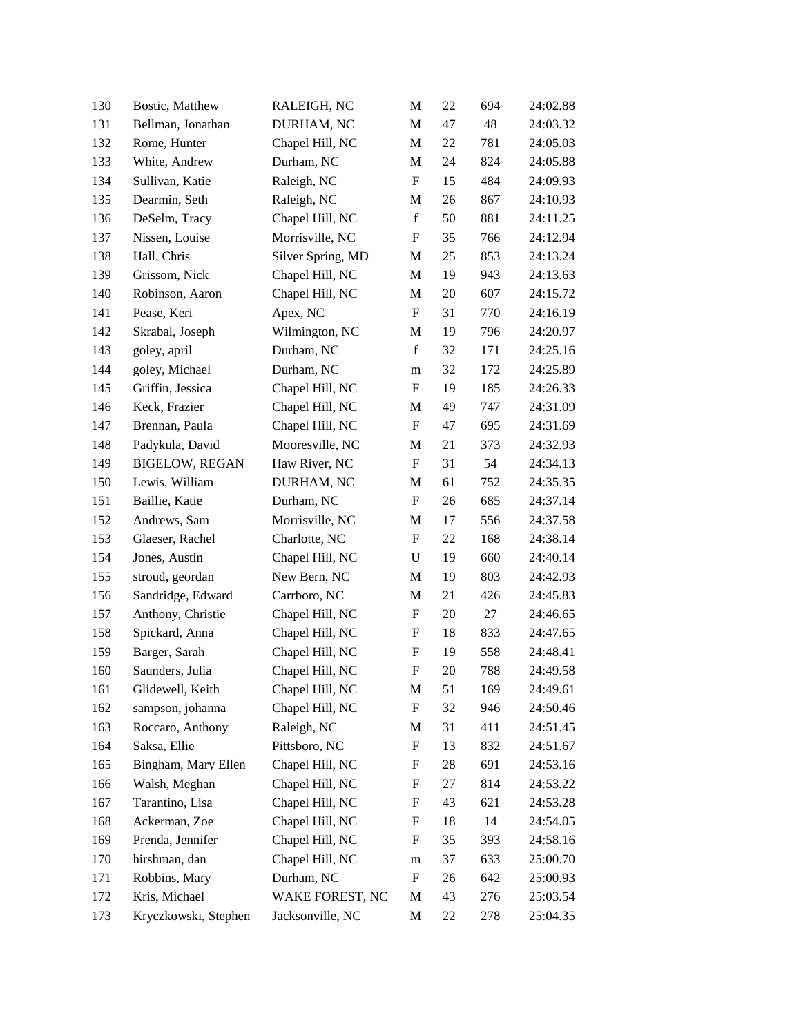| | | | | | | |
|---|---|---|---|---|---|---|
| 130 | Bostic, Matthew | RALEIGH, NC | M | 22 | 694 | 24:02.88 |
| 131 | Bellman, Jonathan | DURHAM, NC | M | 47 | 48 | 24:03.32 |
| 132 | Rome, Hunter | Chapel Hill, NC | M | 22 | 781 | 24:05.03 |
| 133 | White, Andrew | Durham, NC | M | 24 | 824 | 24:05.88 |
| 134 | Sullivan, Katie | Raleigh, NC | F | 15 | 484 | 24:09.93 |
| 135 | Dearmin, Seth | Raleigh, NC | M | 26 | 867 | 24:10.93 |
| 136 | DeSelm, Tracy | Chapel Hill, NC | f | 50 | 881 | 24:11.25 |
| 137 | Nissen, Louise | Morrisville, NC | F | 35 | 766 | 24:12.94 |
| 138 | Hall, Chris | Silver Spring, MD | M | 25 | 853 | 24:13.24 |
| 139 | Grissom, Nick | Chapel Hill, NC | M | 19 | 943 | 24:13.63 |
| 140 | Robinson, Aaron | Chapel Hill, NC | M | 20 | 607 | 24:15.72 |
| 141 | Pease, Keri | Apex, NC | F | 31 | 770 | 24:16.19 |
| 142 | Skrabal, Joseph | Wilmington, NC | M | 19 | 796 | 24:20.97 |
| 143 | goley, april | Durham, NC | f | 32 | 171 | 24:25.16 |
| 144 | goley, Michael | Durham, NC | m | 32 | 172 | 24:25.89 |
| 145 | Griffin, Jessica | Chapel Hill, NC | F | 19 | 185 | 24:26.33 |
| 146 | Keck, Frazier | Chapel Hill, NC | M | 49 | 747 | 24:31.09 |
| 147 | Brennan, Paula | Chapel Hill, NC | F | 47 | 695 | 24:31.69 |
| 148 | Padykula, David | Mooresville, NC | M | 21 | 373 | 24:32.93 |
| 149 | BIGELOW, REGAN | Haw River, NC | F | 31 | 54 | 24:34.13 |
| 150 | Lewis, William | DURHAM, NC | M | 61 | 752 | 24:35.35 |
| 151 | Baillie, Katie | Durham, NC | F | 26 | 685 | 24:37.14 |
| 152 | Andrews, Sam | Morrisville, NC | M | 17 | 556 | 24:37.58 |
| 153 | Glaeser, Rachel | Charlotte, NC | F | 22 | 168 | 24:38.14 |
| 154 | Jones, Austin | Chapel Hill, NC | U | 19 | 660 | 24:40.14 |
| 155 | stroud, geordan | New Bern, NC | M | 19 | 803 | 24:42.93 |
| 156 | Sandridge, Edward | Carrboro, NC | M | 21 | 426 | 24:45.83 |
| 157 | Anthony, Christie | Chapel Hill, NC | F | 20 | 27 | 24:46.65 |
| 158 | Spickard, Anna | Chapel Hill, NC | F | 18 | 833 | 24:47.65 |
| 159 | Barger, Sarah | Chapel Hill, NC | F | 19 | 558 | 24:48.41 |
| 160 | Saunders, Julia | Chapel Hill, NC | F | 20 | 788 | 24:49.58 |
| 161 | Glidewell, Keith | Chapel Hill, NC | M | 51 | 169 | 24:49.61 |
| 162 | sampson, johanna | Chapel Hill, NC | F | 32 | 946 | 24:50.46 |
| 163 | Roccaro, Anthony | Raleigh, NC | M | 31 | 411 | 24:51.45 |
| 164 | Saksa, Ellie | Pittsboro, NC | F | 13 | 832 | 24:51.67 |
| 165 | Bingham, Mary Ellen | Chapel Hill, NC | F | 28 | 691 | 24:53.16 |
| 166 | Walsh, Meghan | Chapel Hill, NC | F | 27 | 814 | 24:53.22 |
| 167 | Tarantino, Lisa | Chapel Hill, NC | F | 43 | 621 | 24:53.28 |
| 168 | Ackerman, Zoe | Chapel Hill, NC | F | 18 | 14 | 24:54.05 |
| 169 | Prenda, Jennifer | Chapel Hill, NC | F | 35 | 393 | 24:58.16 |
| 170 | hirshman, dan | Chapel Hill, NC | m | 37 | 633 | 25:00.70 |
| 171 | Robbins, Mary | Durham, NC | F | 26 | 642 | 25:00.93 |
| 172 | Kris, Michael | WAKE FOREST, NC | M | 43 | 276 | 25:03.54 |
| 173 | Kryczkowski, Stephen | Jacksonville, NC | M | 22 | 278 | 25:04.35 |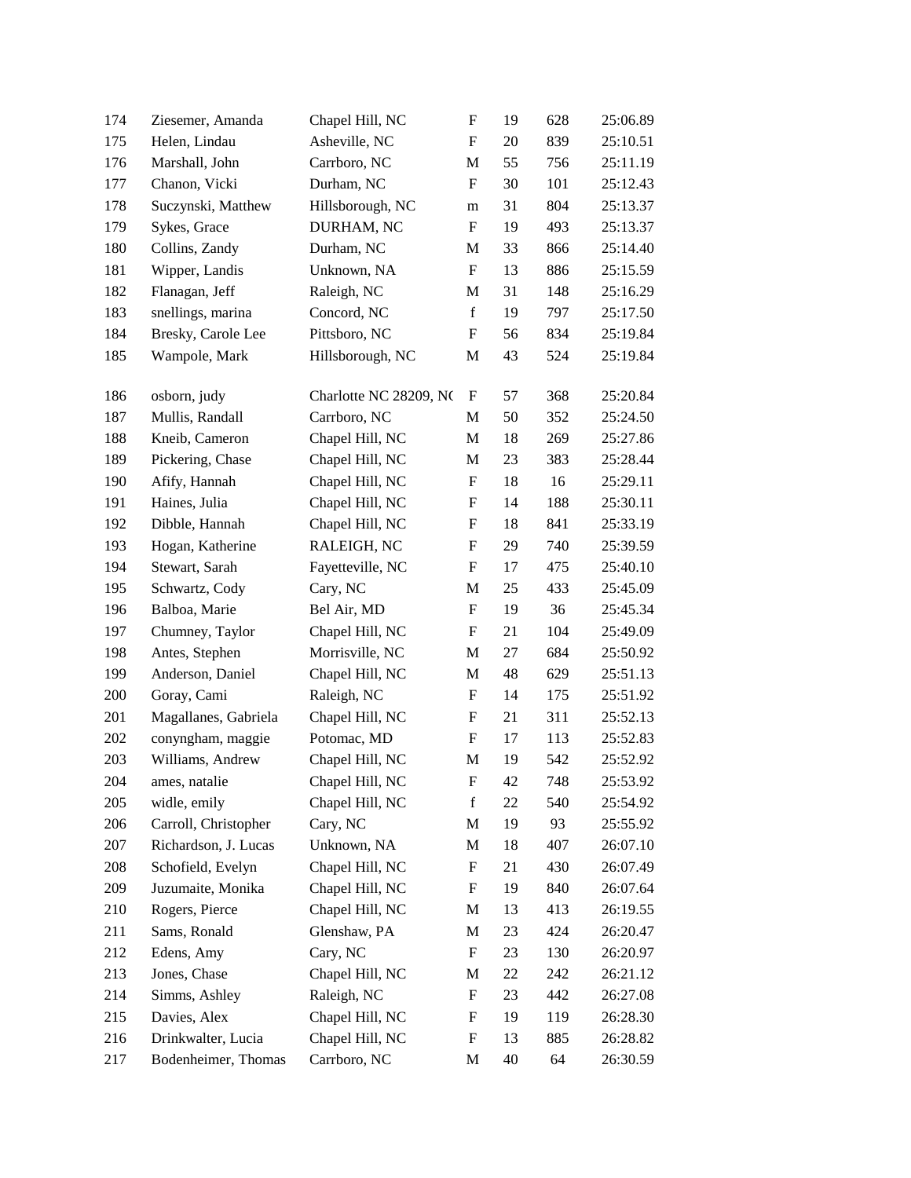| | | | | | | |
|---|---|---|---|---|---|---|
| 174 | Ziesemer, Amanda | Chapel Hill, NC | F | 19 | 628 | 25:06.89 |
| 175 | Helen, Lindau | Asheville, NC | F | 20 | 839 | 25:10.51 |
| 176 | Marshall, John | Carrboro, NC | M | 55 | 756 | 25:11.19 |
| 177 | Chanon, Vicki | Durham, NC | F | 30 | 101 | 25:12.43 |
| 178 | Suczynski, Matthew | Hillsborough, NC | m | 31 | 804 | 25:13.37 |
| 179 | Sykes, Grace | DURHAM, NC | F | 19 | 493 | 25:13.37 |
| 180 | Collins, Zandy | Durham, NC | M | 33 | 866 | 25:14.40 |
| 181 | Wipper, Landis | Unknown, NA | F | 13 | 886 | 25:15.59 |
| 182 | Flanagan, Jeff | Raleigh, NC | M | 31 | 148 | 25:16.29 |
| 183 | snellings, marina | Concord, NC | f | 19 | 797 | 25:17.50 |
| 184 | Bresky, Carole Lee | Pittsboro, NC | F | 56 | 834 | 25:19.84 |
| 185 | Wampole, Mark | Hillsborough, NC | M | 43 | 524 | 25:19.84 |
| 186 | osborn, judy | Charlotte NC 28209, NC | F | 57 | 368 | 25:20.84 |
| 187 | Mullis, Randall | Carrboro, NC | M | 50 | 352 | 25:24.50 |
| 188 | Kneib, Cameron | Chapel Hill, NC | M | 18 | 269 | 25:27.86 |
| 189 | Pickering, Chase | Chapel Hill, NC | M | 23 | 383 | 25:28.44 |
| 190 | Afify, Hannah | Chapel Hill, NC | F | 18 | 16 | 25:29.11 |
| 191 | Haines, Julia | Chapel Hill, NC | F | 14 | 188 | 25:30.11 |
| 192 | Dibble, Hannah | Chapel Hill, NC | F | 18 | 841 | 25:33.19 |
| 193 | Hogan, Katherine | RALEIGH, NC | F | 29 | 740 | 25:39.59 |
| 194 | Stewart, Sarah | Fayetteville, NC | F | 17 | 475 | 25:40.10 |
| 195 | Schwartz, Cody | Cary, NC | M | 25 | 433 | 25:45.09 |
| 196 | Balboa, Marie | Bel Air, MD | F | 19 | 36 | 25:45.34 |
| 197 | Chumney, Taylor | Chapel Hill, NC | F | 21 | 104 | 25:49.09 |
| 198 | Antes, Stephen | Morrisville, NC | M | 27 | 684 | 25:50.92 |
| 199 | Anderson, Daniel | Chapel Hill, NC | M | 48 | 629 | 25:51.13 |
| 200 | Goray, Cami | Raleigh, NC | F | 14 | 175 | 25:51.92 |
| 201 | Magallanes, Gabriela | Chapel Hill, NC | F | 21 | 311 | 25:52.13 |
| 202 | conyngham, maggie | Potomac, MD | F | 17 | 113 | 25:52.83 |
| 203 | Williams, Andrew | Chapel Hill, NC | M | 19 | 542 | 25:52.92 |
| 204 | ames, natalie | Chapel Hill, NC | F | 42 | 748 | 25:53.92 |
| 205 | widle, emily | Chapel Hill, NC | f | 22 | 540 | 25:54.92 |
| 206 | Carroll, Christopher | Cary, NC | M | 19 | 93 | 25:55.92 |
| 207 | Richardson, J. Lucas | Unknown, NA | M | 18 | 407 | 26:07.10 |
| 208 | Schofield, Evelyn | Chapel Hill, NC | F | 21 | 430 | 26:07.49 |
| 209 | Juzumaite, Monika | Chapel Hill, NC | F | 19 | 840 | 26:07.64 |
| 210 | Rogers, Pierce | Chapel Hill, NC | M | 13 | 413 | 26:19.55 |
| 211 | Sams, Ronald | Glenshaw, PA | M | 23 | 424 | 26:20.47 |
| 212 | Edens, Amy | Cary, NC | F | 23 | 130 | 26:20.97 |
| 213 | Jones, Chase | Chapel Hill, NC | M | 22 | 242 | 26:21.12 |
| 214 | Simms, Ashley | Raleigh, NC | F | 23 | 442 | 26:27.08 |
| 215 | Davies, Alex | Chapel Hill, NC | F | 19 | 119 | 26:28.30 |
| 216 | Drinkwalter, Lucia | Chapel Hill, NC | F | 13 | 885 | 26:28.82 |
| 217 | Bodenheimer, Thomas | Carrboro, NC | M | 40 | 64 | 26:30.59 |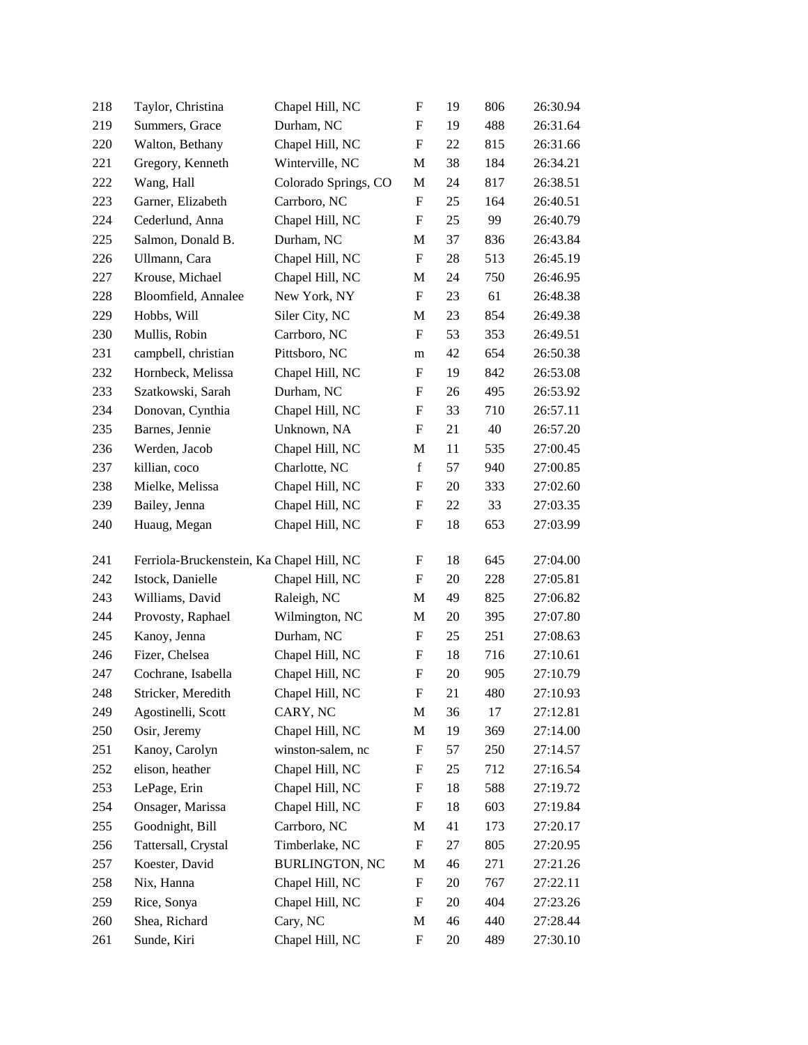| | | | | | | |
|---|---|---|---|---|---|---|
| 218 | Taylor, Christina | Chapel Hill, NC | F | 19 | 806 | 26:30.94 |
| 219 | Summers, Grace | Durham, NC | F | 19 | 488 | 26:31.64 |
| 220 | Walton, Bethany | Chapel Hill, NC | F | 22 | 815 | 26:31.66 |
| 221 | Gregory, Kenneth | Winterville, NC | M | 38 | 184 | 26:34.21 |
| 222 | Wang, Hall | Colorado Springs, CO | M | 24 | 817 | 26:38.51 |
| 223 | Garner, Elizabeth | Carrboro, NC | F | 25 | 164 | 26:40.51 |
| 224 | Cederlund, Anna | Chapel Hill, NC | F | 25 | 99 | 26:40.79 |
| 225 | Salmon, Donald B. | Durham, NC | M | 37 | 836 | 26:43.84 |
| 226 | Ullmann, Cara | Chapel Hill, NC | F | 28 | 513 | 26:45.19 |
| 227 | Krouse, Michael | Chapel Hill, NC | M | 24 | 750 | 26:46.95 |
| 228 | Bloomfield, Annalee | New York, NY | F | 23 | 61 | 26:48.38 |
| 229 | Hobbs, Will | Siler City, NC | M | 23 | 854 | 26:49.38 |
| 230 | Mullis, Robin | Carrboro, NC | F | 53 | 353 | 26:49.51 |
| 231 | campbell, christian | Pittsboro, NC | m | 42 | 654 | 26:50.38 |
| 232 | Hornbeck, Melissa | Chapel Hill, NC | F | 19 | 842 | 26:53.08 |
| 233 | Szatkowski, Sarah | Durham, NC | F | 26 | 495 | 26:53.92 |
| 234 | Donovan, Cynthia | Chapel Hill, NC | F | 33 | 710 | 26:57.11 |
| 235 | Barnes, Jennie | Unknown, NA | F | 21 | 40 | 26:57.20 |
| 236 | Werden, Jacob | Chapel Hill, NC | M | 11 | 535 | 27:00.45 |
| 237 | killian, coco | Charlotte, NC | f | 57 | 940 | 27:00.85 |
| 238 | Mielke, Melissa | Chapel Hill, NC | F | 20 | 333 | 27:02.60 |
| 239 | Bailey, Jenna | Chapel Hill, NC | F | 22 | 33 | 27:03.35 |
| 240 | Huaug, Megan | Chapel Hill, NC | F | 18 | 653 | 27:03.99 |
| 241 | Ferriola-Bruckenstein, Ka | Chapel Hill, NC | F | 18 | 645 | 27:04.00 |
| 242 | Istock, Danielle | Chapel Hill, NC | F | 20 | 228 | 27:05.81 |
| 243 | Williams, David | Raleigh, NC | M | 49 | 825 | 27:06.82 |
| 244 | Provosty, Raphael | Wilmington, NC | M | 20 | 395 | 27:07.80 |
| 245 | Kanoy, Jenna | Durham, NC | F | 25 | 251 | 27:08.63 |
| 246 | Fizer, Chelsea | Chapel Hill, NC | F | 18 | 716 | 27:10.61 |
| 247 | Cochrane, Isabella | Chapel Hill, NC | F | 20 | 905 | 27:10.79 |
| 248 | Stricker, Meredith | Chapel Hill, NC | F | 21 | 480 | 27:10.93 |
| 249 | Agostinelli, Scott | CARY, NC | M | 36 | 17 | 27:12.81 |
| 250 | Osir, Jeremy | Chapel Hill, NC | M | 19 | 369 | 27:14.00 |
| 251 | Kanoy, Carolyn | winston-salem, nc | F | 57 | 250 | 27:14.57 |
| 252 | elison, heather | Chapel Hill, NC | F | 25 | 712 | 27:16.54 |
| 253 | LePage, Erin | Chapel Hill, NC | F | 18 | 588 | 27:19.72 |
| 254 | Onsager, Marissa | Chapel Hill, NC | F | 18 | 603 | 27:19.84 |
| 255 | Goodnight, Bill | Carrboro, NC | M | 41 | 173 | 27:20.17 |
| 256 | Tattersall, Crystal | Timberlake, NC | F | 27 | 805 | 27:20.95 |
| 257 | Koester, David | BURLINGTON, NC | M | 46 | 271 | 27:21.26 |
| 258 | Nix, Hanna | Chapel Hill, NC | F | 20 | 767 | 27:22.11 |
| 259 | Rice, Sonya | Chapel Hill, NC | F | 20 | 404 | 27:23.26 |
| 260 | Shea, Richard | Cary, NC | M | 46 | 440 | 27:28.44 |
| 261 | Sunde, Kiri | Chapel Hill, NC | F | 20 | 489 | 27:30.10 |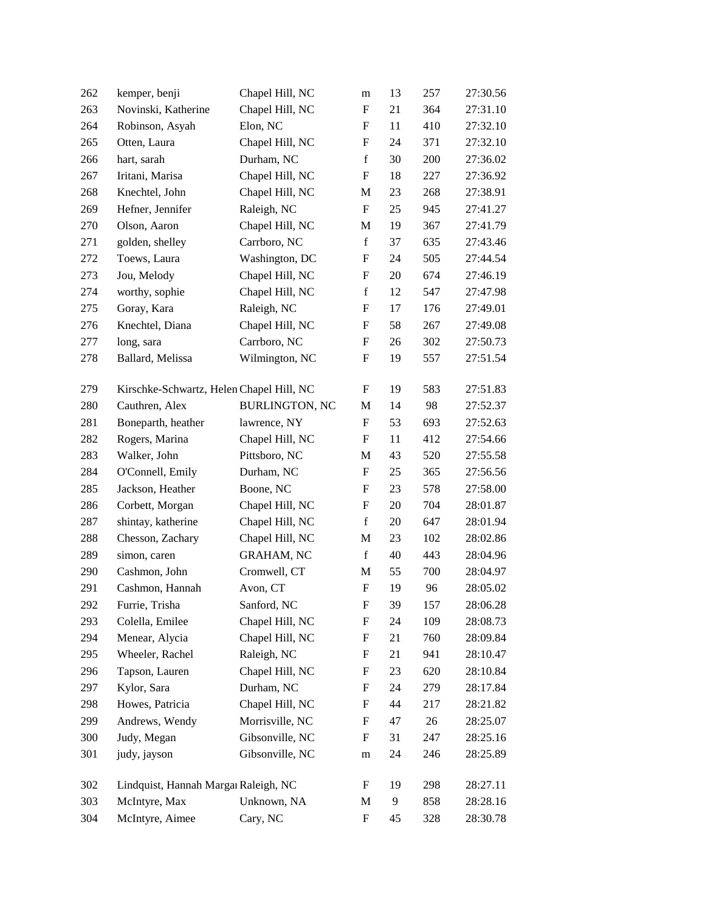| | | | | | | |
|---|---|---|---|---|---|---|
| 262 | kemper, benji | Chapel Hill, NC | m | 13 | 257 | 27:30.56 |
| 263 | Novinski, Katherine | Chapel Hill, NC | F | 21 | 364 | 27:31.10 |
| 264 | Robinson, Asyah | Elon, NC | F | 11 | 410 | 27:32.10 |
| 265 | Otten, Laura | Chapel Hill, NC | F | 24 | 371 | 27:32.10 |
| 266 | hart, sarah | Durham, NC | f | 30 | 200 | 27:36.02 |
| 267 | Iritani, Marisa | Chapel Hill, NC | F | 18 | 227 | 27:36.92 |
| 268 | Knechtel, John | Chapel Hill, NC | M | 23 | 268 | 27:38.91 |
| 269 | Hefner, Jennifer | Raleigh, NC | F | 25 | 945 | 27:41.27 |
| 270 | Olson, Aaron | Chapel Hill, NC | M | 19 | 367 | 27:41.79 |
| 271 | golden, shelley | Carrboro, NC | f | 37 | 635 | 27:43.46 |
| 272 | Toews, Laura | Washington, DC | F | 24 | 505 | 27:44.54 |
| 273 | Jou, Melody | Chapel Hill, NC | F | 20 | 674 | 27:46.19 |
| 274 | worthy, sophie | Chapel Hill, NC | f | 12 | 547 | 27:47.98 |
| 275 | Goray, Kara | Raleigh, NC | F | 17 | 176 | 27:49.01 |
| 276 | Knechtel, Diana | Chapel Hill, NC | F | 58 | 267 | 27:49.08 |
| 277 | long, sara | Carrboro, NC | F | 26 | 302 | 27:50.73 |
| 278 | Ballard, Melissa | Wilmington, NC | F | 19 | 557 | 27:51.54 |
| 279 | Kirschke-Schwartz, Helen | Chapel Hill, NC | F | 19 | 583 | 27:51.83 |
| 280 | Cauthren, Alex | BURLINGTON, NC | M | 14 | 98 | 27:52.37 |
| 281 | Boneparth, heather | lawrence, NY | F | 53 | 693 | 27:52.63 |
| 282 | Rogers, Marina | Chapel Hill, NC | F | 11 | 412 | 27:54.66 |
| 283 | Walker, John | Pittsboro, NC | M | 43 | 520 | 27:55.58 |
| 284 | O'Connell, Emily | Durham, NC | F | 25 | 365 | 27:56.56 |
| 285 | Jackson, Heather | Boone, NC | F | 23 | 578 | 27:58.00 |
| 286 | Corbett, Morgan | Chapel Hill, NC | F | 20 | 704 | 28:01.87 |
| 287 | shintay, katherine | Chapel Hill, NC | f | 20 | 647 | 28:01.94 |
| 288 | Chesson, Zachary | Chapel Hill, NC | M | 23 | 102 | 28:02.86 |
| 289 | simon, caren | GRAHAM, NC | f | 40 | 443 | 28:04.96 |
| 290 | Cashmon, John | Cromwell, CT | M | 55 | 700 | 28:04.97 |
| 291 | Cashmon, Hannah | Avon, CT | F | 19 | 96 | 28:05.02 |
| 292 | Furrie, Trisha | Sanford, NC | F | 39 | 157 | 28:06.28 |
| 293 | Colella, Emilee | Chapel Hill, NC | F | 24 | 109 | 28:08.73 |
| 294 | Menear, Alycia | Chapel Hill, NC | F | 21 | 760 | 28:09.84 |
| 295 | Wheeler, Rachel | Raleigh, NC | F | 21 | 941 | 28:10.47 |
| 296 | Tapson, Lauren | Chapel Hill, NC | F | 23 | 620 | 28:10.84 |
| 297 | Kylor, Sara | Durham, NC | F | 24 | 279 | 28:17.84 |
| 298 | Howes, Patricia | Chapel Hill, NC | F | 44 | 217 | 28:21.82 |
| 299 | Andrews, Wendy | Morrisville, NC | F | 47 | 26 | 28:25.07 |
| 300 | Judy, Megan | Gibsonville, NC | F | 31 | 247 | 28:25.16 |
| 301 | judy, jayson | Gibsonville, NC | m | 24 | 246 | 28:25.89 |
| 302 | Lindquist, Hannah Margar | Raleigh, NC | F | 19 | 298 | 28:27.11 |
| 303 | McIntyre, Max | Unknown, NA | M | 9 | 858 | 28:28.16 |
| 304 | McIntyre, Aimee | Cary, NC | F | 45 | 328 | 28:30.78 |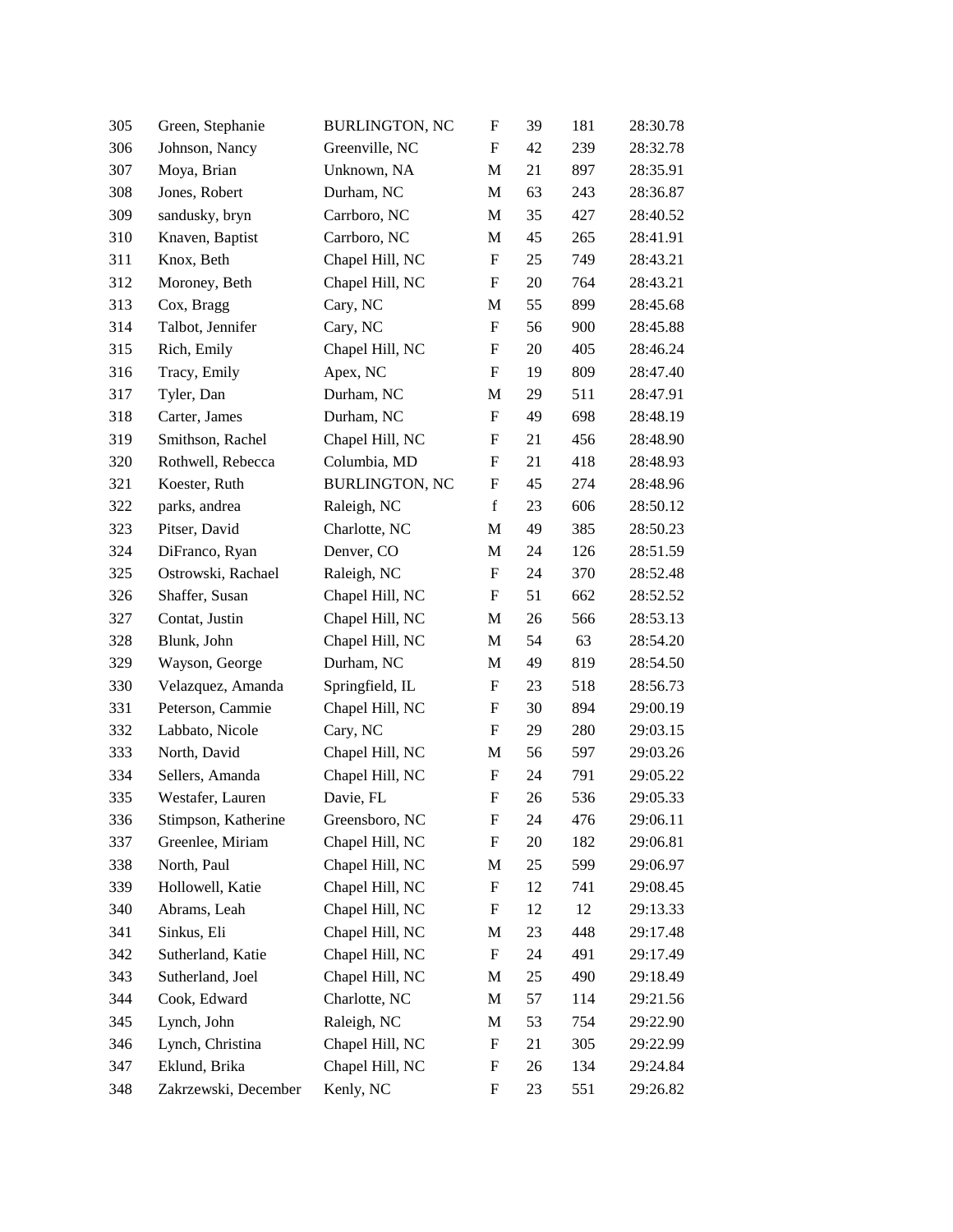| | | | | | | |
|---|---|---|---|---|---|---|
| 305 | Green, Stephanie | BURLINGTON, NC | F | 39 | 181 | 28:30.78 |
| 306 | Johnson, Nancy | Greenville, NC | F | 42 | 239 | 28:32.78 |
| 307 | Moya, Brian | Unknown, NA | M | 21 | 897 | 28:35.91 |
| 308 | Jones, Robert | Durham, NC | M | 63 | 243 | 28:36.87 |
| 309 | sandusky, bryn | Carrboro, NC | M | 35 | 427 | 28:40.52 |
| 310 | Knaven, Baptist | Carrboro, NC | M | 45 | 265 | 28:41.91 |
| 311 | Knox, Beth | Chapel Hill, NC | F | 25 | 749 | 28:43.21 |
| 312 | Moroney, Beth | Chapel Hill, NC | F | 20 | 764 | 28:43.21 |
| 313 | Cox, Bragg | Cary, NC | M | 55 | 899 | 28:45.68 |
| 314 | Talbot, Jennifer | Cary, NC | F | 56 | 900 | 28:45.88 |
| 315 | Rich, Emily | Chapel Hill, NC | F | 20 | 405 | 28:46.24 |
| 316 | Tracy, Emily | Apex, NC | F | 19 | 809 | 28:47.40 |
| 317 | Tyler, Dan | Durham, NC | M | 29 | 511 | 28:47.91 |
| 318 | Carter, James | Durham, NC | F | 49 | 698 | 28:48.19 |
| 319 | Smithson, Rachel | Chapel Hill, NC | F | 21 | 456 | 28:48.90 |
| 320 | Rothwell, Rebecca | Columbia, MD | F | 21 | 418 | 28:48.93 |
| 321 | Koester, Ruth | BURLINGTON, NC | F | 45 | 274 | 28:48.96 |
| 322 | parks, andrea | Raleigh, NC | f | 23 | 606 | 28:50.12 |
| 323 | Pitser, David | Charlotte, NC | M | 49 | 385 | 28:50.23 |
| 324 | DiFranco, Ryan | Denver, CO | M | 24 | 126 | 28:51.59 |
| 325 | Ostrowski, Rachael | Raleigh, NC | F | 24 | 370 | 28:52.48 |
| 326 | Shaffer, Susan | Chapel Hill, NC | F | 51 | 662 | 28:52.52 |
| 327 | Contat, Justin | Chapel Hill, NC | M | 26 | 566 | 28:53.13 |
| 328 | Blunk, John | Chapel Hill, NC | M | 54 | 63 | 28:54.20 |
| 329 | Wayson, George | Durham, NC | M | 49 | 819 | 28:54.50 |
| 330 | Velazquez, Amanda | Springfield, IL | F | 23 | 518 | 28:56.73 |
| 331 | Peterson, Cammie | Chapel Hill, NC | F | 30 | 894 | 29:00.19 |
| 332 | Labbato, Nicole | Cary, NC | F | 29 | 280 | 29:03.15 |
| 333 | North, David | Chapel Hill, NC | M | 56 | 597 | 29:03.26 |
| 334 | Sellers, Amanda | Chapel Hill, NC | F | 24 | 791 | 29:05.22 |
| 335 | Westafer, Lauren | Davie, FL | F | 26 | 536 | 29:05.33 |
| 336 | Stimpson, Katherine | Greensboro, NC | F | 24 | 476 | 29:06.11 |
| 337 | Greenlee, Miriam | Chapel Hill, NC | F | 20 | 182 | 29:06.81 |
| 338 | North, Paul | Chapel Hill, NC | M | 25 | 599 | 29:06.97 |
| 339 | Hollowell, Katie | Chapel Hill, NC | F | 12 | 741 | 29:08.45 |
| 340 | Abrams, Leah | Chapel Hill, NC | F | 12 | 12 | 29:13.33 |
| 341 | Sinkus, Eli | Chapel Hill, NC | M | 23 | 448 | 29:17.48 |
| 342 | Sutherland, Katie | Chapel Hill, NC | F | 24 | 491 | 29:17.49 |
| 343 | Sutherland, Joel | Chapel Hill, NC | M | 25 | 490 | 29:18.49 |
| 344 | Cook, Edward | Charlotte, NC | M | 57 | 114 | 29:21.56 |
| 345 | Lynch, John | Raleigh, NC | M | 53 | 754 | 29:22.90 |
| 346 | Lynch, Christina | Chapel Hill, NC | F | 21 | 305 | 29:22.99 |
| 347 | Eklund, Brika | Chapel Hill, NC | F | 26 | 134 | 29:24.84 |
| 348 | Zakrzewski, December | Kenly, NC | F | 23 | 551 | 29:26.82 |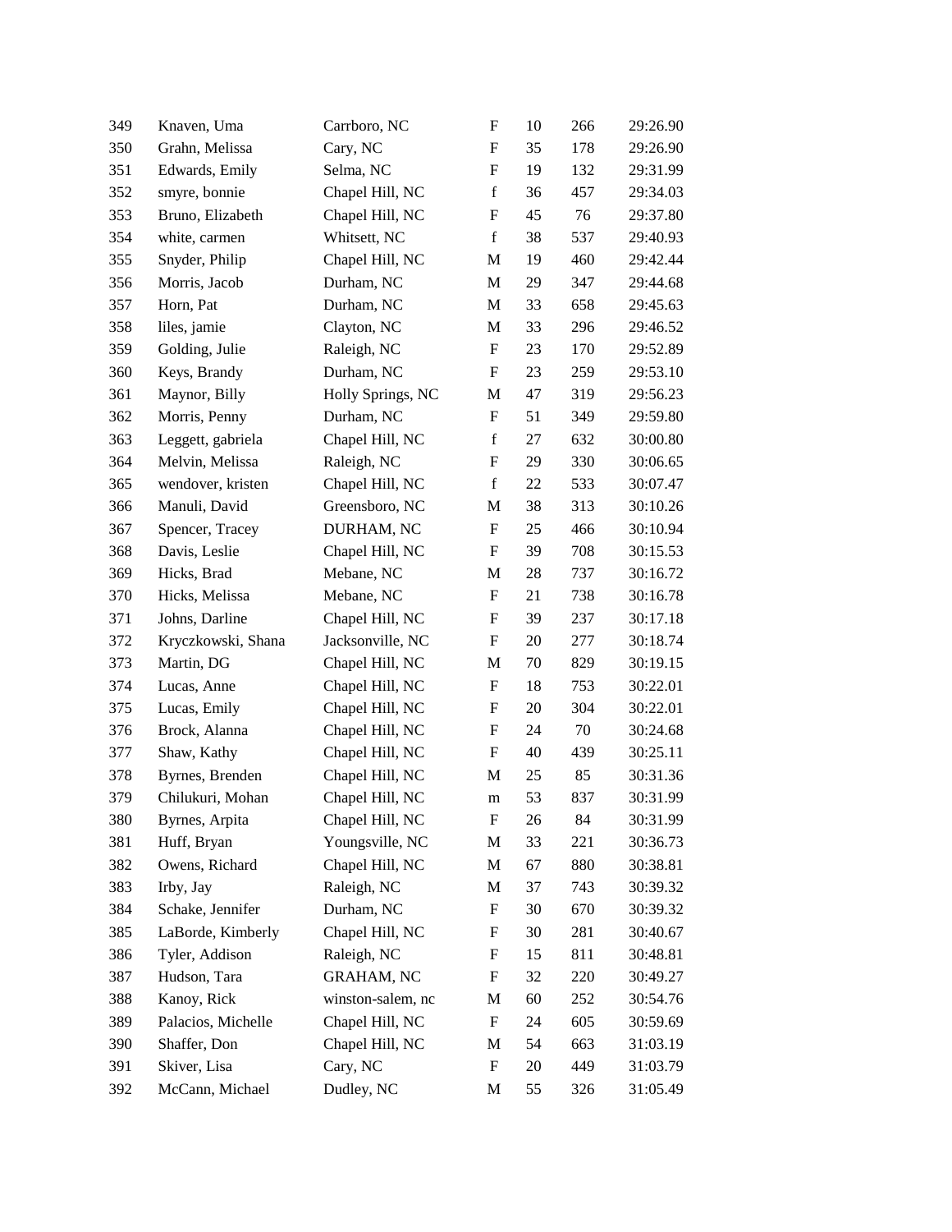| | | | | | | |
|---|---|---|---|---|---|---|
| 349 | Knaven, Uma | Carrboro, NC | F | 10 | 266 | 29:26.90 |
| 350 | Grahn, Melissa | Cary, NC | F | 35 | 178 | 29:26.90 |
| 351 | Edwards, Emily | Selma, NC | F | 19 | 132 | 29:31.99 |
| 352 | smyre, bonnie | Chapel Hill, NC | f | 36 | 457 | 29:34.03 |
| 353 | Bruno, Elizabeth | Chapel Hill, NC | F | 45 | 76 | 29:37.80 |
| 354 | white, carmen | Whitsett, NC | f | 38 | 537 | 29:40.93 |
| 355 | Snyder, Philip | Chapel Hill, NC | M | 19 | 460 | 29:42.44 |
| 356 | Morris, Jacob | Durham, NC | M | 29 | 347 | 29:44.68 |
| 357 | Horn, Pat | Durham, NC | M | 33 | 658 | 29:45.63 |
| 358 | liles, jamie | Clayton, NC | M | 33 | 296 | 29:46.52 |
| 359 | Golding, Julie | Raleigh, NC | F | 23 | 170 | 29:52.89 |
| 360 | Keys, Brandy | Durham, NC | F | 23 | 259 | 29:53.10 |
| 361 | Maynor, Billy | Holly Springs, NC | M | 47 | 319 | 29:56.23 |
| 362 | Morris, Penny | Durham, NC | F | 51 | 349 | 29:59.80 |
| 363 | Leggett, gabriela | Chapel Hill, NC | f | 27 | 632 | 30:00.80 |
| 364 | Melvin, Melissa | Raleigh, NC | F | 29 | 330 | 30:06.65 |
| 365 | wendover, kristen | Chapel Hill, NC | f | 22 | 533 | 30:07.47 |
| 366 | Manuli, David | Greensboro, NC | M | 38 | 313 | 30:10.26 |
| 367 | Spencer, Tracey | DURHAM, NC | F | 25 | 466 | 30:10.94 |
| 368 | Davis, Leslie | Chapel Hill, NC | F | 39 | 708 | 30:15.53 |
| 369 | Hicks, Brad | Mebane, NC | M | 28 | 737 | 30:16.72 |
| 370 | Hicks, Melissa | Mebane, NC | F | 21 | 738 | 30:16.78 |
| 371 | Johns, Darline | Chapel Hill, NC | F | 39 | 237 | 30:17.18 |
| 372 | Kryczkowski, Shana | Jacksonville, NC | F | 20 | 277 | 30:18.74 |
| 373 | Martin, DG | Chapel Hill, NC | M | 70 | 829 | 30:19.15 |
| 374 | Lucas, Anne | Chapel Hill, NC | F | 18 | 753 | 30:22.01 |
| 375 | Lucas, Emily | Chapel Hill, NC | F | 20 | 304 | 30:22.01 |
| 376 | Brock, Alanna | Chapel Hill, NC | F | 24 | 70 | 30:24.68 |
| 377 | Shaw, Kathy | Chapel Hill, NC | F | 40 | 439 | 30:25.11 |
| 378 | Byrnes, Brenden | Chapel Hill, NC | M | 25 | 85 | 30:31.36 |
| 379 | Chilukuri, Mohan | Chapel Hill, NC | m | 53 | 837 | 30:31.99 |
| 380 | Byrnes, Arpita | Chapel Hill, NC | F | 26 | 84 | 30:31.99 |
| 381 | Huff, Bryan | Youngsville, NC | M | 33 | 221 | 30:36.73 |
| 382 | Owens, Richard | Chapel Hill, NC | M | 67 | 880 | 30:38.81 |
| 383 | Irby, Jay | Raleigh, NC | M | 37 | 743 | 30:39.32 |
| 384 | Schake, Jennifer | Durham, NC | F | 30 | 670 | 30:39.32 |
| 385 | LaBorde, Kimberly | Chapel Hill, NC | F | 30 | 281 | 30:40.67 |
| 386 | Tyler, Addison | Raleigh, NC | F | 15 | 811 | 30:48.81 |
| 387 | Hudson, Tara | GRAHAM, NC | F | 32 | 220 | 30:49.27 |
| 388 | Kanoy, Rick | winston-salem, nc | M | 60 | 252 | 30:54.76 |
| 389 | Palacios, Michelle | Chapel Hill, NC | F | 24 | 605 | 30:59.69 |
| 390 | Shaffer, Don | Chapel Hill, NC | M | 54 | 663 | 31:03.19 |
| 391 | Skiver, Lisa | Cary, NC | F | 20 | 449 | 31:03.79 |
| 392 | McCann, Michael | Dudley, NC | M | 55 | 326 | 31:05.49 |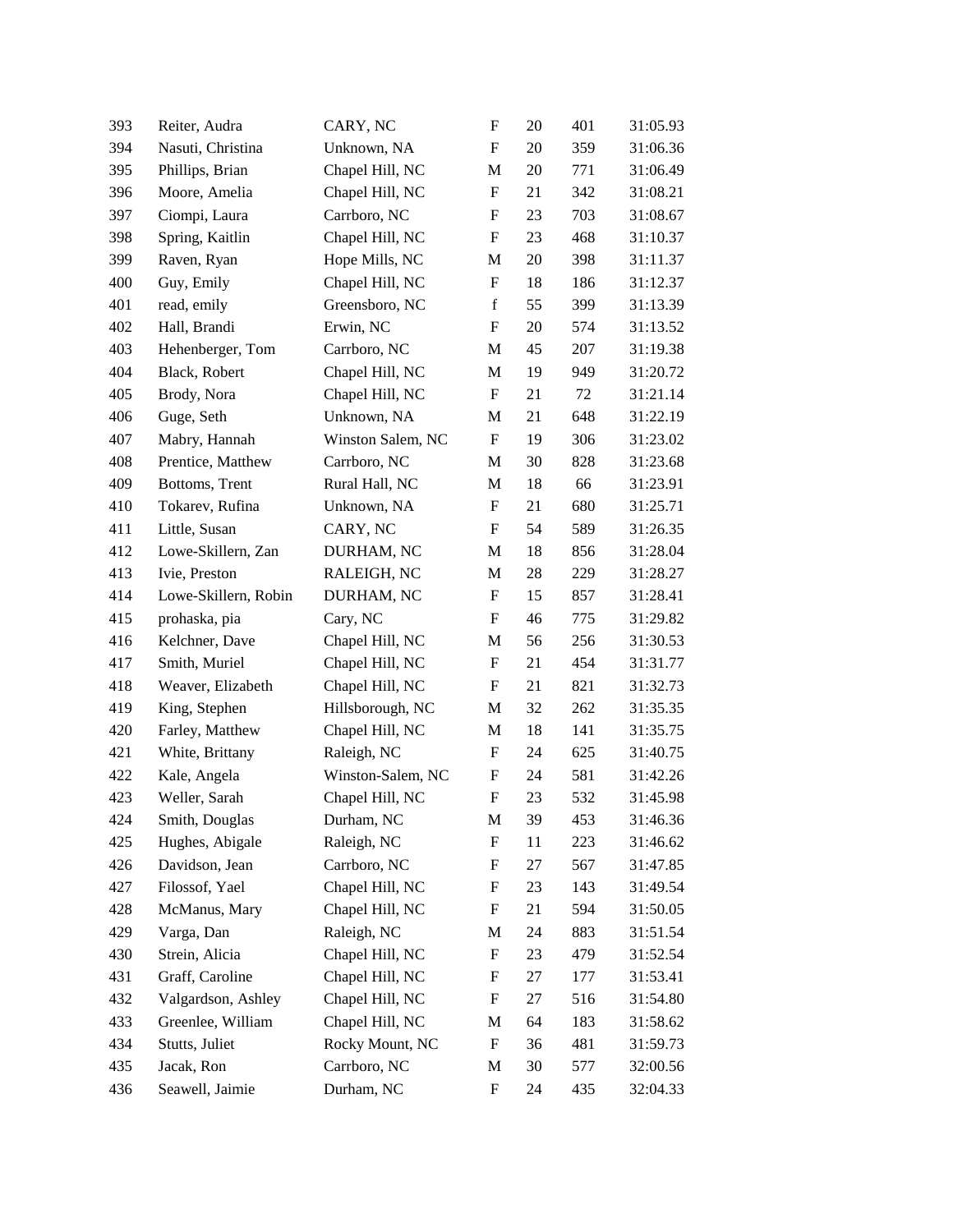| | | | | | | |
|---|---|---|---|---|---|---|
| 393 | Reiter, Audra | CARY, NC | F | 20 | 401 | 31:05.93 |
| 394 | Nasuti, Christina | Unknown, NA | F | 20 | 359 | 31:06.36 |
| 395 | Phillips, Brian | Chapel Hill, NC | M | 20 | 771 | 31:06.49 |
| 396 | Moore, Amelia | Chapel Hill, NC | F | 21 | 342 | 31:08.21 |
| 397 | Ciompi, Laura | Carrboro, NC | F | 23 | 703 | 31:08.67 |
| 398 | Spring, Kaitlin | Chapel Hill, NC | F | 23 | 468 | 31:10.37 |
| 399 | Raven, Ryan | Hope Mills, NC | M | 20 | 398 | 31:11.37 |
| 400 | Guy, Emily | Chapel Hill, NC | F | 18 | 186 | 31:12.37 |
| 401 | read, emily | Greensboro, NC | f | 55 | 399 | 31:13.39 |
| 402 | Hall, Brandi | Erwin, NC | F | 20 | 574 | 31:13.52 |
| 403 | Hehenberger, Tom | Carrboro, NC | M | 45 | 207 | 31:19.38 |
| 404 | Black, Robert | Chapel Hill, NC | M | 19 | 949 | 31:20.72 |
| 405 | Brody, Nora | Chapel Hill, NC | F | 21 | 72 | 31:21.14 |
| 406 | Guge, Seth | Unknown, NA | M | 21 | 648 | 31:22.19 |
| 407 | Mabry, Hannah | Winston Salem, NC | F | 19 | 306 | 31:23.02 |
| 408 | Prentice, Matthew | Carrboro, NC | M | 30 | 828 | 31:23.68 |
| 409 | Bottoms, Trent | Rural Hall, NC | M | 18 | 66 | 31:23.91 |
| 410 | Tokarev, Rufina | Unknown, NA | F | 21 | 680 | 31:25.71 |
| 411 | Little, Susan | CARY, NC | F | 54 | 589 | 31:26.35 |
| 412 | Lowe-Skillern, Zan | DURHAM, NC | M | 18 | 856 | 31:28.04 |
| 413 | Ivie, Preston | RALEIGH, NC | M | 28 | 229 | 31:28.27 |
| 414 | Lowe-Skillern, Robin | DURHAM, NC | F | 15 | 857 | 31:28.41 |
| 415 | prohaska, pia | Cary, NC | F | 46 | 775 | 31:29.82 |
| 416 | Kelchner, Dave | Chapel Hill, NC | M | 56 | 256 | 31:30.53 |
| 417 | Smith, Muriel | Chapel Hill, NC | F | 21 | 454 | 31:31.77 |
| 418 | Weaver, Elizabeth | Chapel Hill, NC | F | 21 | 821 | 31:32.73 |
| 419 | King, Stephen | Hillsborough, NC | M | 32 | 262 | 31:35.35 |
| 420 | Farley, Matthew | Chapel Hill, NC | M | 18 | 141 | 31:35.75 |
| 421 | White, Brittany | Raleigh, NC | F | 24 | 625 | 31:40.75 |
| 422 | Kale, Angela | Winston-Salem, NC | F | 24 | 581 | 31:42.26 |
| 423 | Weller, Sarah | Chapel Hill, NC | F | 23 | 532 | 31:45.98 |
| 424 | Smith, Douglas | Durham, NC | M | 39 | 453 | 31:46.36 |
| 425 | Hughes, Abigale | Raleigh, NC | F | 11 | 223 | 31:46.62 |
| 426 | Davidson, Jean | Carrboro, NC | F | 27 | 567 | 31:47.85 |
| 427 | Filossof, Yael | Chapel Hill, NC | F | 23 | 143 | 31:49.54 |
| 428 | McManus, Mary | Chapel Hill, NC | F | 21 | 594 | 31:50.05 |
| 429 | Varga, Dan | Raleigh, NC | M | 24 | 883 | 31:51.54 |
| 430 | Strein, Alicia | Chapel Hill, NC | F | 23 | 479 | 31:52.54 |
| 431 | Graff, Caroline | Chapel Hill, NC | F | 27 | 177 | 31:53.41 |
| 432 | Valgardson, Ashley | Chapel Hill, NC | F | 27 | 516 | 31:54.80 |
| 433 | Greenlee, William | Chapel Hill, NC | M | 64 | 183 | 31:58.62 |
| 434 | Stutts, Juliet | Rocky Mount, NC | F | 36 | 481 | 31:59.73 |
| 435 | Jacak, Ron | Carrboro, NC | M | 30 | 577 | 32:00.56 |
| 436 | Seawell, Jaimie | Durham, NC | F | 24 | 435 | 32:04.33 |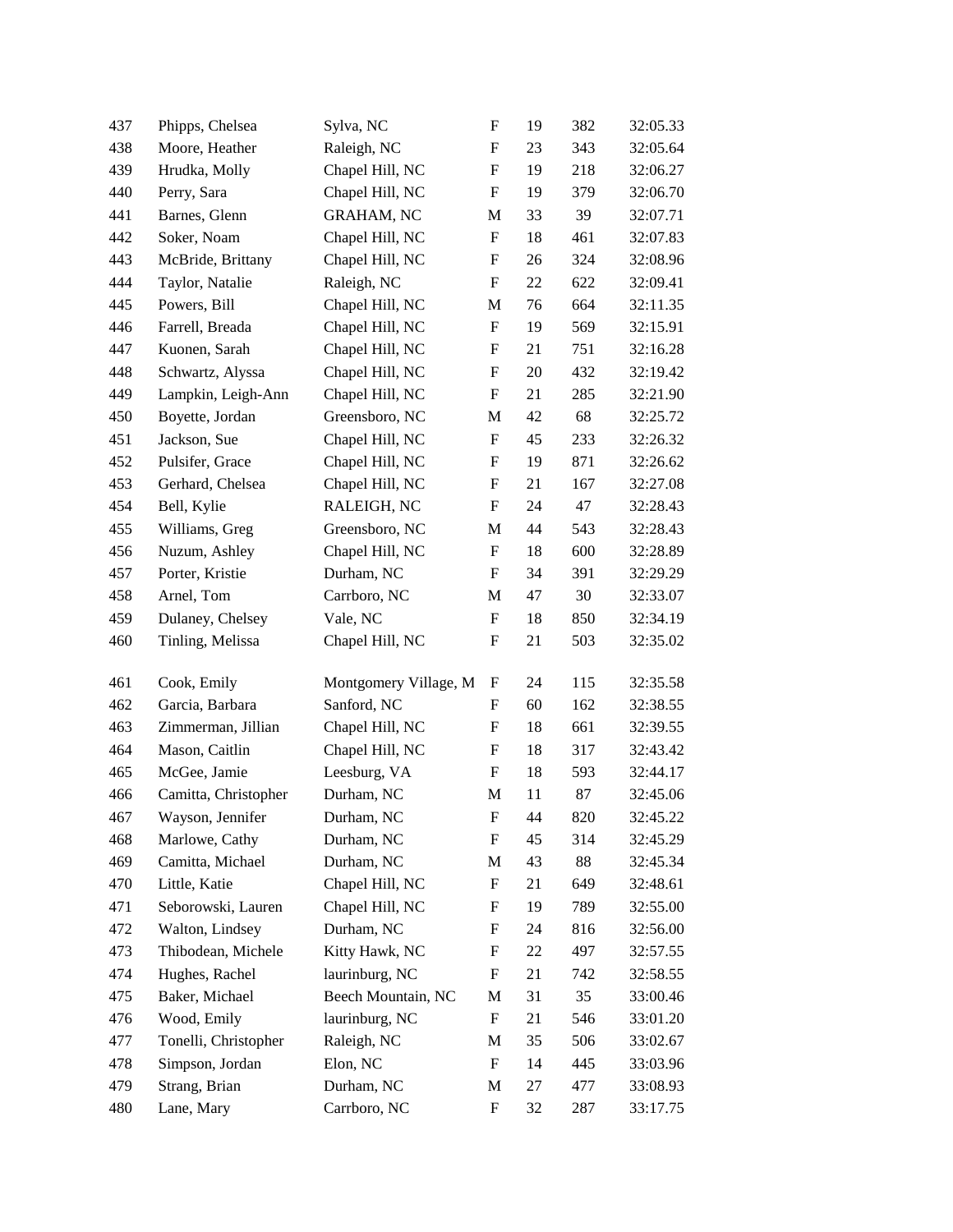| | | | | | | |
|---|---|---|---|---|---|---|
| 437 | Phipps, Chelsea | Sylva, NC | F | 19 | 382 | 32:05.33 |
| 438 | Moore, Heather | Raleigh, NC | F | 23 | 343 | 32:05.64 |
| 439 | Hrudka, Molly | Chapel Hill, NC | F | 19 | 218 | 32:06.27 |
| 440 | Perry, Sara | Chapel Hill, NC | F | 19 | 379 | 32:06.70 |
| 441 | Barnes, Glenn | GRAHAM, NC | M | 33 | 39 | 32:07.71 |
| 442 | Soker, Noam | Chapel Hill, NC | F | 18 | 461 | 32:07.83 |
| 443 | McBride, Brittany | Chapel Hill, NC | F | 26 | 324 | 32:08.96 |
| 444 | Taylor, Natalie | Raleigh, NC | F | 22 | 622 | 32:09.41 |
| 445 | Powers, Bill | Chapel Hill, NC | M | 76 | 664 | 32:11.35 |
| 446 | Farrell, Breada | Chapel Hill, NC | F | 19 | 569 | 32:15.91 |
| 447 | Kuonen, Sarah | Chapel Hill, NC | F | 21 | 751 | 32:16.28 |
| 448 | Schwartz, Alyssa | Chapel Hill, NC | F | 20 | 432 | 32:19.42 |
| 449 | Lampkin, Leigh-Ann | Chapel Hill, NC | F | 21 | 285 | 32:21.90 |
| 450 | Boyette, Jordan | Greensboro, NC | M | 42 | 68 | 32:25.72 |
| 451 | Jackson, Sue | Chapel Hill, NC | F | 45 | 233 | 32:26.32 |
| 452 | Pulsifer, Grace | Chapel Hill, NC | F | 19 | 871 | 32:26.62 |
| 453 | Gerhard, Chelsea | Chapel Hill, NC | F | 21 | 167 | 32:27.08 |
| 454 | Bell, Kylie | RALEIGH, NC | F | 24 | 47 | 32:28.43 |
| 455 | Williams, Greg | Greensboro, NC | M | 44 | 543 | 32:28.43 |
| 456 | Nuzum, Ashley | Chapel Hill, NC | F | 18 | 600 | 32:28.89 |
| 457 | Porter, Kristie | Durham, NC | F | 34 | 391 | 32:29.29 |
| 458 | Arnel, Tom | Carrboro, NC | M | 47 | 30 | 32:33.07 |
| 459 | Dulaney, Chelsey | Vale, NC | F | 18 | 850 | 32:34.19 |
| 460 | Tinling, Melissa | Chapel Hill, NC | F | 21 | 503 | 32:35.02 |
| 461 | Cook, Emily | Montgomery Village, M | F | 24 | 115 | 32:35.58 |
| 462 | Garcia, Barbara | Sanford, NC | F | 60 | 162 | 32:38.55 |
| 463 | Zimmerman, Jillian | Chapel Hill, NC | F | 18 | 661 | 32:39.55 |
| 464 | Mason, Caitlin | Chapel Hill, NC | F | 18 | 317 | 32:43.42 |
| 465 | McGee, Jamie | Leesburg, VA | F | 18 | 593 | 32:44.17 |
| 466 | Camitta, Christopher | Durham, NC | M | 11 | 87 | 32:45.06 |
| 467 | Wayson, Jennifer | Durham, NC | F | 44 | 820 | 32:45.22 |
| 468 | Marlowe, Cathy | Durham, NC | F | 45 | 314 | 32:45.29 |
| 469 | Camitta, Michael | Durham, NC | M | 43 | 88 | 32:45.34 |
| 470 | Little, Katie | Chapel Hill, NC | F | 21 | 649 | 32:48.61 |
| 471 | Seborowski, Lauren | Chapel Hill, NC | F | 19 | 789 | 32:55.00 |
| 472 | Walton, Lindsey | Durham, NC | F | 24 | 816 | 32:56.00 |
| 473 | Thibodean, Michele | Kitty Hawk, NC | F | 22 | 497 | 32:57.55 |
| 474 | Hughes, Rachel | laurinburg, NC | F | 21 | 742 | 32:58.55 |
| 475 | Baker, Michael | Beech Mountain, NC | M | 31 | 35 | 33:00.46 |
| 476 | Wood, Emily | laurinburg, NC | F | 21 | 546 | 33:01.20 |
| 477 | Tonelli, Christopher | Raleigh, NC | M | 35 | 506 | 33:02.67 |
| 478 | Simpson, Jordan | Elon, NC | F | 14 | 445 | 33:03.96 |
| 479 | Strang, Brian | Durham, NC | M | 27 | 477 | 33:08.93 |
| 480 | Lane, Mary | Carrboro, NC | F | 32 | 287 | 33:17.75 |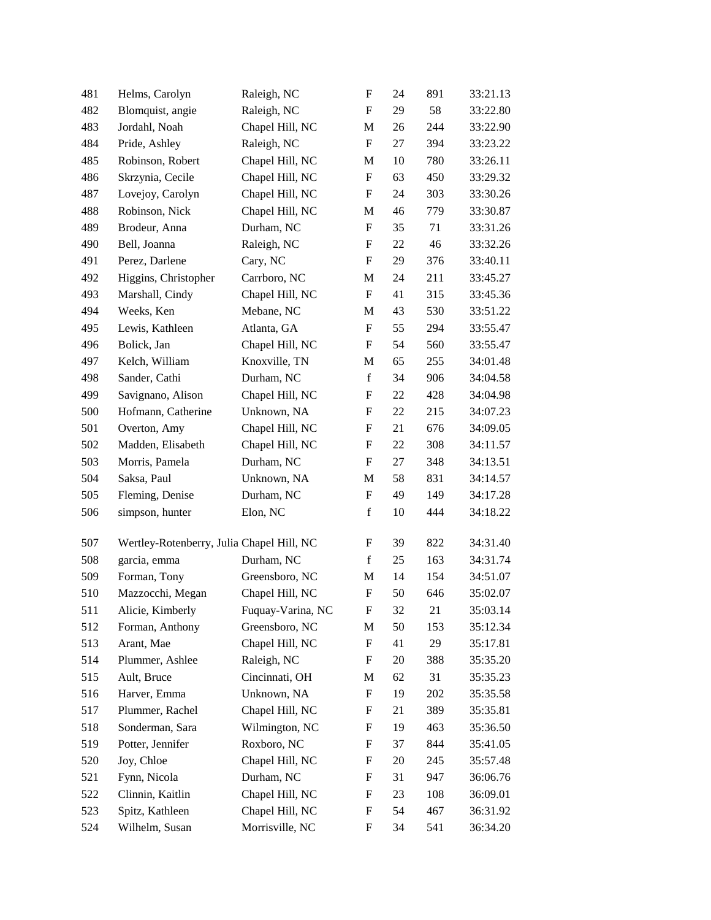| | | | | | | |
|---|---|---|---|---|---|---|
| 481 | Helms, Carolyn | Raleigh, NC | F | 24 | 891 | 33:21.13 |
| 482 | Blomquist, angie | Raleigh, NC | F | 29 | 58 | 33:22.80 |
| 483 | Jordahl, Noah | Chapel Hill, NC | M | 26 | 244 | 33:22.90 |
| 484 | Pride, Ashley | Raleigh, NC | F | 27 | 394 | 33:23.22 |
| 485 | Robinson, Robert | Chapel Hill, NC | M | 10 | 780 | 33:26.11 |
| 486 | Skrzynia, Cecile | Chapel Hill, NC | F | 63 | 450 | 33:29.32 |
| 487 | Lovejoy, Carolyn | Chapel Hill, NC | F | 24 | 303 | 33:30.26 |
| 488 | Robinson, Nick | Chapel Hill, NC | M | 46 | 779 | 33:30.87 |
| 489 | Brodeur, Anna | Durham, NC | F | 35 | 71 | 33:31.26 |
| 490 | Bell, Joanna | Raleigh, NC | F | 22 | 46 | 33:32.26 |
| 491 | Perez, Darlene | Cary, NC | F | 29 | 376 | 33:40.11 |
| 492 | Higgins, Christopher | Carrboro, NC | M | 24 | 211 | 33:45.27 |
| 493 | Marshall, Cindy | Chapel Hill, NC | F | 41 | 315 | 33:45.36 |
| 494 | Weeks, Ken | Mebane, NC | M | 43 | 530 | 33:51.22 |
| 495 | Lewis, Kathleen | Atlanta, GA | F | 55 | 294 | 33:55.47 |
| 496 | Bolick, Jan | Chapel Hill, NC | F | 54 | 560 | 33:55.47 |
| 497 | Kelch, William | Knoxville, TN | M | 65 | 255 | 34:01.48 |
| 498 | Sander, Cathi | Durham, NC | f | 34 | 906 | 34:04.58 |
| 499 | Savignano, Alison | Chapel Hill, NC | F | 22 | 428 | 34:04.98 |
| 500 | Hofmann, Catherine | Unknown, NA | F | 22 | 215 | 34:07.23 |
| 501 | Overton, Amy | Chapel Hill, NC | F | 21 | 676 | 34:09.05 |
| 502 | Madden, Elisabeth | Chapel Hill, NC | F | 22 | 308 | 34:11.57 |
| 503 | Morris, Pamela | Durham, NC | F | 27 | 348 | 34:13.51 |
| 504 | Saksa, Paul | Unknown, NA | M | 58 | 831 | 34:14.57 |
| 505 | Fleming, Denise | Durham, NC | F | 49 | 149 | 34:17.28 |
| 506 | simpson, hunter | Elon, NC | f | 10 | 444 | 34:18.22 |
| 507 | Wertley-Rotenberry, Julia | Chapel Hill, NC | F | 39 | 822 | 34:31.40 |
| 508 | garcia, emma | Durham, NC | f | 25 | 163 | 34:31.74 |
| 509 | Forman, Tony | Greensboro, NC | M | 14 | 154 | 34:51.07 |
| 510 | Mazzocchi, Megan | Chapel Hill, NC | F | 50 | 646 | 35:02.07 |
| 511 | Alicie, Kimberly | Fuquay-Varina, NC | F | 32 | 21 | 35:03.14 |
| 512 | Forman, Anthony | Greensboro, NC | M | 50 | 153 | 35:12.34 |
| 513 | Arant, Mae | Chapel Hill, NC | F | 41 | 29 | 35:17.81 |
| 514 | Plummer, Ashlee | Raleigh, NC | F | 20 | 388 | 35:35.20 |
| 515 | Ault, Bruce | Cincinnati, OH | M | 62 | 31 | 35:35.23 |
| 516 | Harver, Emma | Unknown, NA | F | 19 | 202 | 35:35.58 |
| 517 | Plummer, Rachel | Chapel Hill, NC | F | 21 | 389 | 35:35.81 |
| 518 | Sonderman, Sara | Wilmington, NC | F | 19 | 463 | 35:36.50 |
| 519 | Potter, Jennifer | Roxboro, NC | F | 37 | 844 | 35:41.05 |
| 520 | Joy, Chloe | Chapel Hill, NC | F | 20 | 245 | 35:57.48 |
| 521 | Fynn, Nicola | Durham, NC | F | 31 | 947 | 36:06.76 |
| 522 | Clinnin, Kaitlin | Chapel Hill, NC | F | 23 | 108 | 36:09.01 |
| 523 | Spitz, Kathleen | Chapel Hill, NC | F | 54 | 467 | 36:31.92 |
| 524 | Wilhelm, Susan | Morrisville, NC | F | 34 | 541 | 36:34.20 |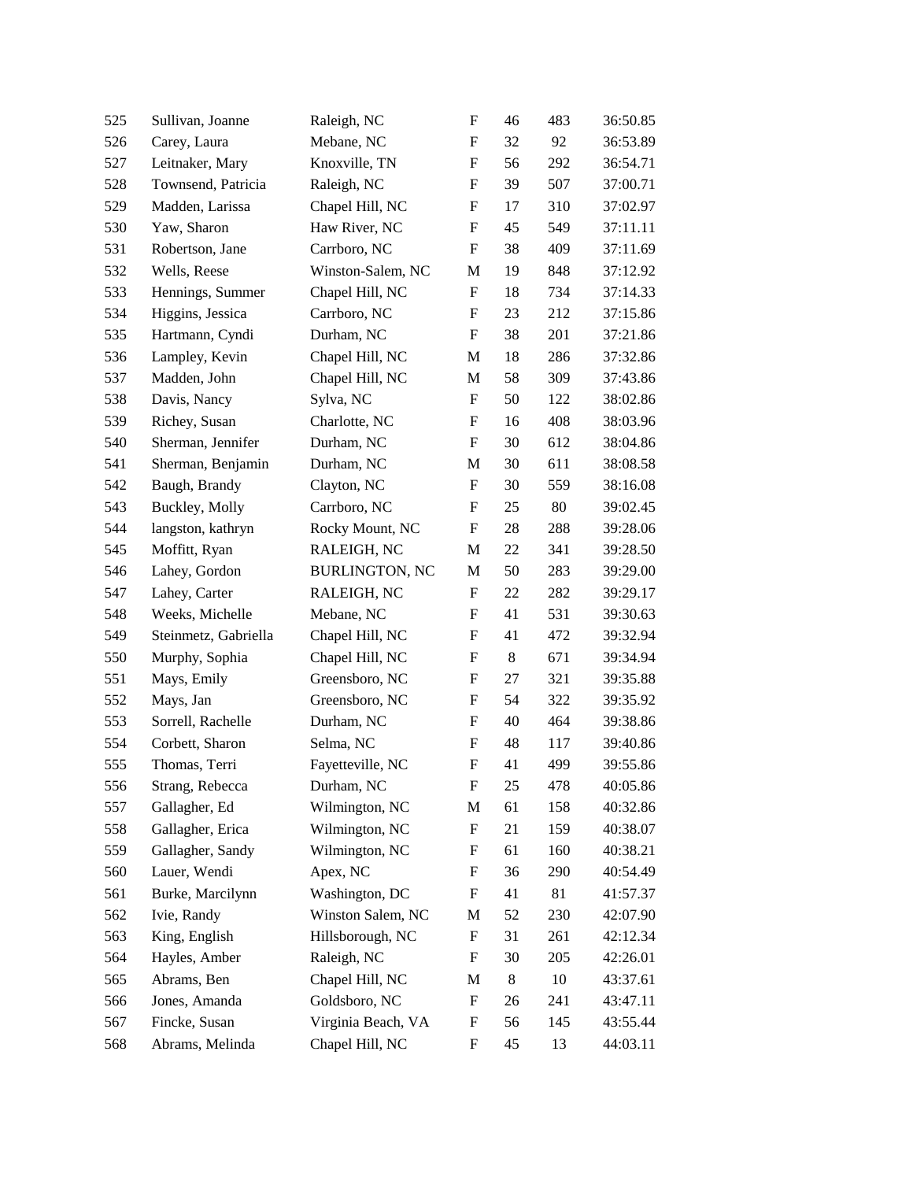| | | | | | | |
|---|---|---|---|---|---|---|
| 525 | Sullivan, Joanne | Raleigh, NC | F | 46 | 483 | 36:50.85 |
| 526 | Carey, Laura | Mebane, NC | F | 32 | 92 | 36:53.89 |
| 527 | Leitnaker, Mary | Knoxville, TN | F | 56 | 292 | 36:54.71 |
| 528 | Townsend, Patricia | Raleigh, NC | F | 39 | 507 | 37:00.71 |
| 529 | Madden, Larissa | Chapel Hill, NC | F | 17 | 310 | 37:02.97 |
| 530 | Yaw, Sharon | Haw River, NC | F | 45 | 549 | 37:11.11 |
| 531 | Robertson, Jane | Carrboro, NC | F | 38 | 409 | 37:11.69 |
| 532 | Wells, Reese | Winston-Salem, NC | M | 19 | 848 | 37:12.92 |
| 533 | Hennings, Summer | Chapel Hill, NC | F | 18 | 734 | 37:14.33 |
| 534 | Higgins, Jessica | Carrboro, NC | F | 23 | 212 | 37:15.86 |
| 535 | Hartmann, Cyndi | Durham, NC | F | 38 | 201 | 37:21.86 |
| 536 | Lampley, Kevin | Chapel Hill, NC | M | 18 | 286 | 37:32.86 |
| 537 | Madden, John | Chapel Hill, NC | M | 58 | 309 | 37:43.86 |
| 538 | Davis, Nancy | Sylva, NC | F | 50 | 122 | 38:02.86 |
| 539 | Richey, Susan | Charlotte, NC | F | 16 | 408 | 38:03.96 |
| 540 | Sherman, Jennifer | Durham, NC | F | 30 | 612 | 38:04.86 |
| 541 | Sherman, Benjamin | Durham, NC | M | 30 | 611 | 38:08.58 |
| 542 | Baugh, Brandy | Clayton, NC | F | 30 | 559 | 38:16.08 |
| 543 | Buckley, Molly | Carrboro, NC | F | 25 | 80 | 39:02.45 |
| 544 | langston, kathryn | Rocky Mount, NC | F | 28 | 288 | 39:28.06 |
| 545 | Moffitt, Ryan | RALEIGH, NC | M | 22 | 341 | 39:28.50 |
| 546 | Lahey, Gordon | BURLINGTON, NC | M | 50 | 283 | 39:29.00 |
| 547 | Lahey, Carter | RALEIGH, NC | F | 22 | 282 | 39:29.17 |
| 548 | Weeks, Michelle | Mebane, NC | F | 41 | 531 | 39:30.63 |
| 549 | Steinmetz, Gabriella | Chapel Hill, NC | F | 41 | 472 | 39:32.94 |
| 550 | Murphy, Sophia | Chapel Hill, NC | F | 8 | 671 | 39:34.94 |
| 551 | Mays, Emily | Greensboro, NC | F | 27 | 321 | 39:35.88 |
| 552 | Mays, Jan | Greensboro, NC | F | 54 | 322 | 39:35.92 |
| 553 | Sorrell, Rachelle | Durham, NC | F | 40 | 464 | 39:38.86 |
| 554 | Corbett, Sharon | Selma, NC | F | 48 | 117 | 39:40.86 |
| 555 | Thomas, Terri | Fayetteville, NC | F | 41 | 499 | 39:55.86 |
| 556 | Strang, Rebecca | Durham, NC | F | 25 | 478 | 40:05.86 |
| 557 | Gallagher, Ed | Wilmington, NC | M | 61 | 158 | 40:32.86 |
| 558 | Gallagher, Erica | Wilmington, NC | F | 21 | 159 | 40:38.07 |
| 559 | Gallagher, Sandy | Wilmington, NC | F | 61 | 160 | 40:38.21 |
| 560 | Lauer, Wendi | Apex, NC | F | 36 | 290 | 40:54.49 |
| 561 | Burke, Marcilynn | Washington, DC | F | 41 | 81 | 41:57.37 |
| 562 | Ivie, Randy | Winston Salem, NC | M | 52 | 230 | 42:07.90 |
| 563 | King, English | Hillsborough, NC | F | 31 | 261 | 42:12.34 |
| 564 | Hayles, Amber | Raleigh, NC | F | 30 | 205 | 42:26.01 |
| 565 | Abrams, Ben | Chapel Hill, NC | M | 8 | 10 | 43:37.61 |
| 566 | Jones, Amanda | Goldsboro, NC | F | 26 | 241 | 43:47.11 |
| 567 | Fincke, Susan | Virginia Beach, VA | F | 56 | 145 | 43:55.44 |
| 568 | Abrams, Melinda | Chapel Hill, NC | F | 45 | 13 | 44:03.11 |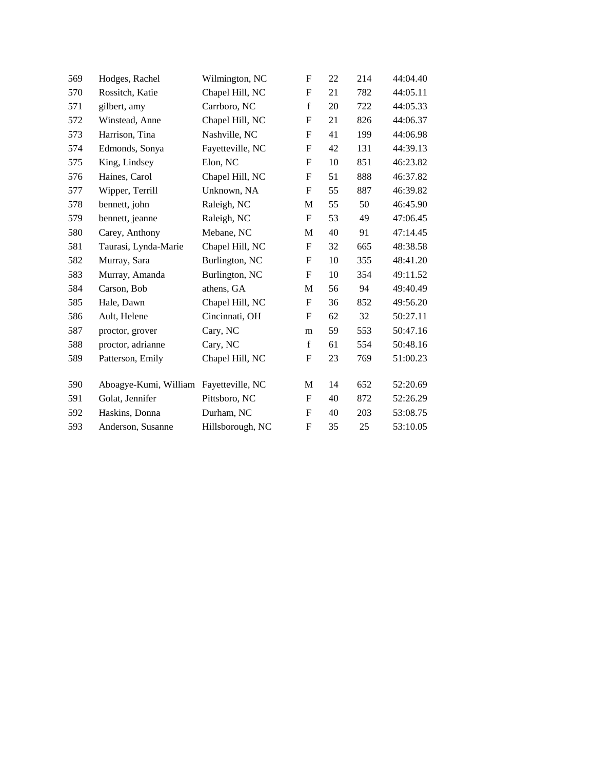| | | | | | | |
|---|---|---|---|---|---|---|
| 569 | Hodges, Rachel | Wilmington, NC | F | 22 | 214 | 44:04.40 |
| 570 | Rossitch, Katie | Chapel Hill, NC | F | 21 | 782 | 44:05.11 |
| 571 | gilbert, amy | Carrboro, NC | f | 20 | 722 | 44:05.33 |
| 572 | Winstead, Anne | Chapel Hill, NC | F | 21 | 826 | 44:06.37 |
| 573 | Harrison, Tina | Nashville, NC | F | 41 | 199 | 44:06.98 |
| 574 | Edmonds, Sonya | Fayetteville, NC | F | 42 | 131 | 44:39.13 |
| 575 | King, Lindsey | Elon, NC | F | 10 | 851 | 46:23.82 |
| 576 | Haines, Carol | Chapel Hill, NC | F | 51 | 888 | 46:37.82 |
| 577 | Wipper, Terrill | Unknown, NA | F | 55 | 887 | 46:39.82 |
| 578 | bennett, john | Raleigh, NC | M | 55 | 50 | 46:45.90 |
| 579 | bennett, jeanne | Raleigh, NC | F | 53 | 49 | 47:06.45 |
| 580 | Carey, Anthony | Mebane, NC | M | 40 | 91 | 47:14.45 |
| 581 | Taurasi, Lynda-Marie | Chapel Hill, NC | F | 32 | 665 | 48:38.58 |
| 582 | Murray, Sara | Burlington, NC | F | 10 | 355 | 48:41.20 |
| 583 | Murray, Amanda | Burlington, NC | F | 10 | 354 | 49:11.52 |
| 584 | Carson, Bob | athens, GA | M | 56 | 94 | 49:40.49 |
| 585 | Hale, Dawn | Chapel Hill, NC | F | 36 | 852 | 49:56.20 |
| 586 | Ault, Helene | Cincinnati, OH | F | 62 | 32 | 50:27.11 |
| 587 | proctor, grover | Cary, NC | m | 59 | 553 | 50:47.16 |
| 588 | proctor, adrianne | Cary, NC | f | 61 | 554 | 50:48.16 |
| 589 | Patterson, Emily | Chapel Hill, NC | F | 23 | 769 | 51:00.23 |
| 590 | Aboagye-Kumi, William | Fayetteville, NC | M | 14 | 652 | 52:20.69 |
| 591 | Golat, Jennifer | Pittsboro, NC | F | 40 | 872 | 52:26.29 |
| 592 | Haskins, Donna | Durham, NC | F | 40 | 203 | 53:08.75 |
| 593 | Anderson, Susanne | Hillsborough, NC | F | 35 | 25 | 53:10.05 |